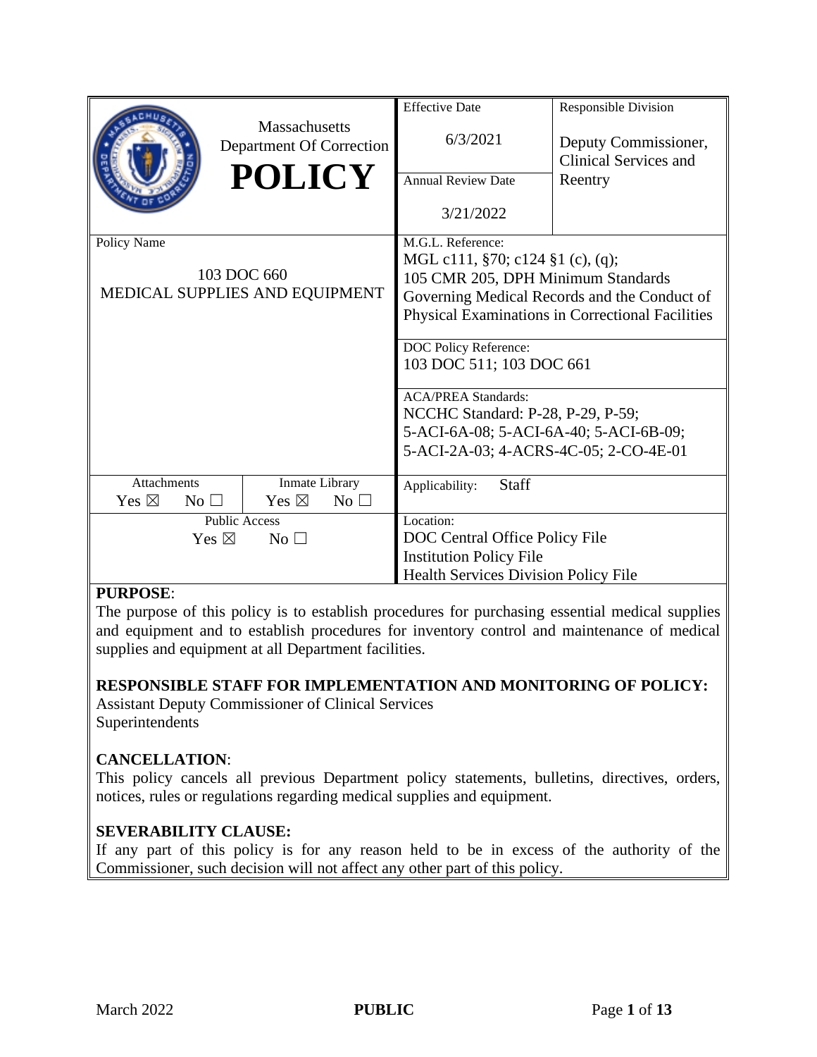| Massachusetts Department Of Correction **POLICY** | Effective Date<br>6/3/2021 | Responsible Division<br>Deputy Commissioner, Clinical Services and Reentry |
|---|---|---|
| | Annual Review Date<br>3/21/2022 | |
| Policy Name<br>103 DOC 660<br>MEDICAL SUPPLIES AND EQUIPMENT | M.G.L. Reference:<br>MGL c111, §70; c124 §1 (c), (q);<br>105 CMR 205, DPH Minimum Standards Governing Medical Records and the Conduct of Physical Examinations in Correctional Facilities | |
| | DOC Policy Reference:<br>103 DOC 511; 103 DOC 661 | |
| | ACA/PREA Standards:<br>NCCHC Standard: P-28, P-29, P-59;<br>5-ACI-6A-08; 5-ACI-6A-40; 5-ACI-6B-09;<br>5-ACI-2A-03; 4-ACRS-4C-05; 2-CO-4E-01 | |
| Attachments: Yes ☒ No ☐ / Inmate Library: Yes ☒ No ☐ | Applicability: Staff | |
| Public Access: Yes ☒ No ☐ | Location:<br>DOC Central Office Policy File<br>Institution Policy File<br>Health Services Division Policy File | |

**PURPOSE**:

The purpose of this policy is to establish procedures for purchasing essential medical supplies and equipment and to establish procedures for inventory control and maintenance of medical supplies and equipment at all Department facilities.

**RESPONSIBLE STAFF FOR IMPLEMENTATION AND MONITORING OF POLICY:**

Assistant Deputy Commissioner of Clinical Services
Superintendents

**CANCELLATION**:

This policy cancels all previous Department policy statements, bulletins, directives, orders, notices, rules or regulations regarding medical supplies and equipment.

**SEVERABILITY CLAUSE:**

If any part of this policy is for any reason held to be in excess of the authority of the Commissioner, such decision will not affect any other part of this policy.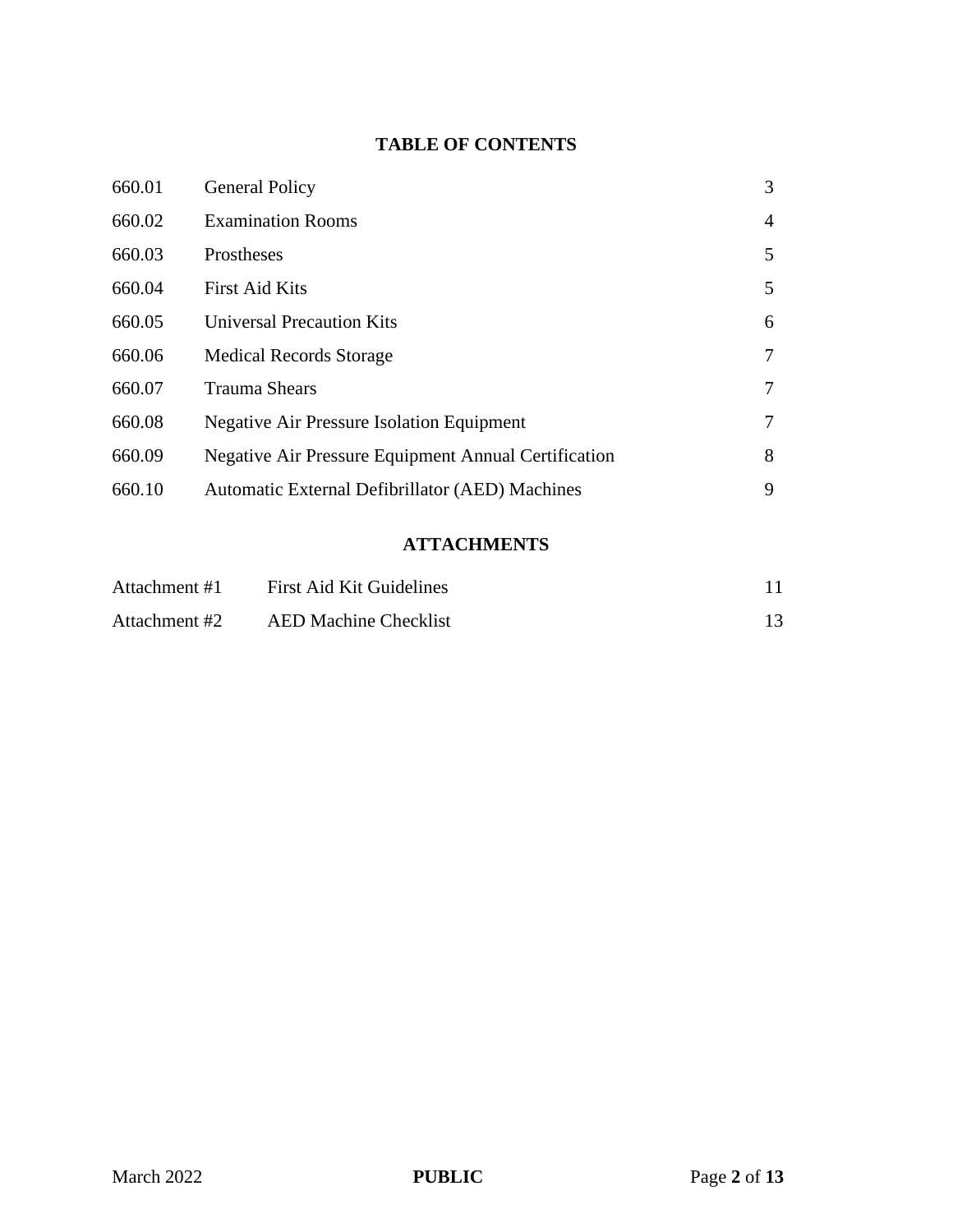## TABLE OF CONTENTS

| | | |
|---|---|---|
| 660.01 | General Policy | 3 |
| 660.02 | Examination Rooms | 4 |
| 660.03 | Prostheses | 5 |
| 660.04 | First Aid Kits | 5 |
| 660.05 | Universal Precaution Kits | 6 |
| 660.06 | Medical Records Storage | 7 |
| 660.07 | Trauma Shears | 7 |
| 660.08 | Negative Air Pressure Isolation Equipment | 7 |
| 660.09 | Negative Air Pressure Equipment Annual Certification | 8 |
| 660.10 | Automatic External Defibrillator (AED) Machines | 9 |

## ATTACHMENTS

| | | |
|---|---|---|
| Attachment #1 | First Aid Kit Guidelines | 11 |
| Attachment #2 | AED Machine Checklist | 13 |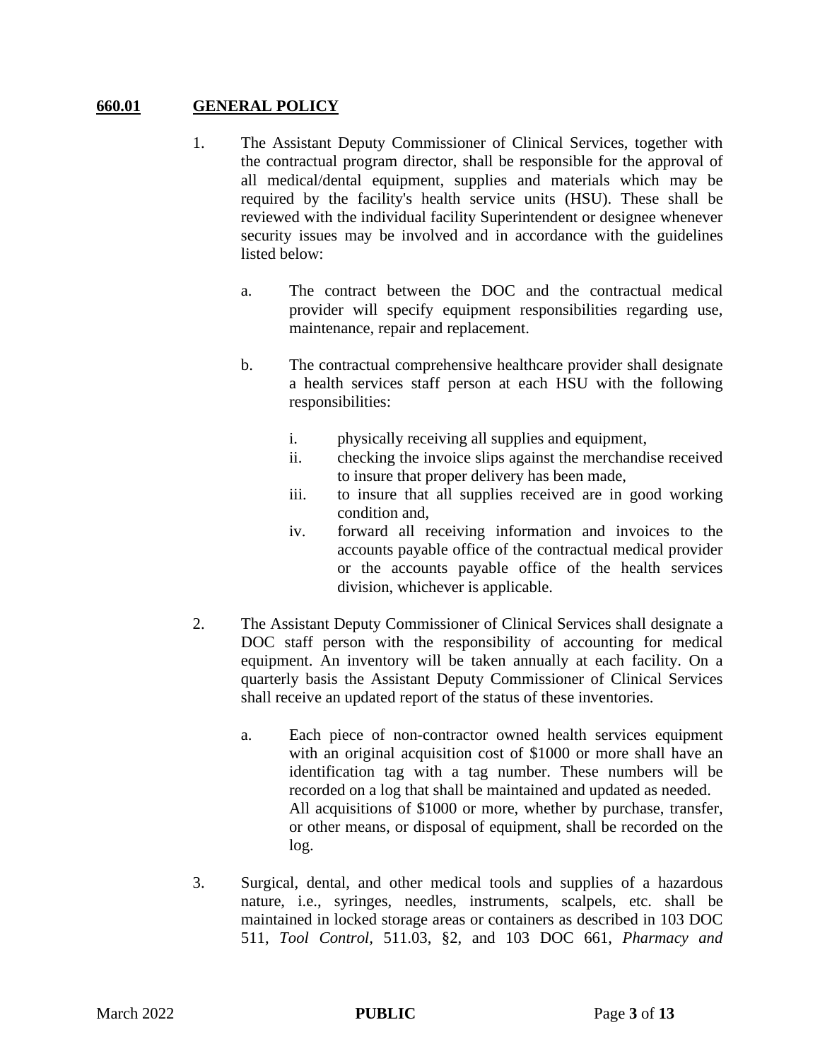## **660.01 GENERAL POLICY**

1. The Assistant Deputy Commissioner of Clinical Services, together with the contractual program director, shall be responsible for the approval of all medical/dental equipment, supplies and materials which may be required by the facility's health service units (HSU). These shall be reviewed with the individual facility Superintendent or designee whenever security issues may be involved and in accordance with the guidelines listed below:

    a. The contract between the DOC and the contractual medical provider will specify equipment responsibilities regarding use, maintenance, repair and replacement.

    b. The contractual comprehensive healthcare provider shall designate a health services staff person at each HSU with the following responsibilities:

        i. physically receiving all supplies and equipment,
        ii. checking the invoice slips against the merchandise received to insure that proper delivery has been made,
        iii. to insure that all supplies received are in good working condition and,
        iv. forward all receiving information and invoices to the accounts payable office of the contractual medical provider or the accounts payable office of the health services division, whichever is applicable.

2. The Assistant Deputy Commissioner of Clinical Services shall designate a DOC staff person with the responsibility of accounting for medical equipment. An inventory will be taken annually at each facility. On a quarterly basis the Assistant Deputy Commissioner of Clinical Services shall receive an updated report of the status of these inventories.

    a. Each piece of non-contractor owned health services equipment with an original acquisition cost of $1000 or more shall have an identification tag with a tag number. These numbers will be recorded on a log that shall be maintained and updated as needed. All acquisitions of $1000 or more, whether by purchase, transfer, or other means, or disposal of equipment, shall be recorded on the log.

3. Surgical, dental, and other medical tools and supplies of a hazardous nature, i.e., syringes, needles, instruments, scalpels, etc. shall be maintained in locked storage areas or containers as described in 103 DOC 511, *Tool Control,* 511.03, §2, and 103 DOC 661, *Pharmacy and*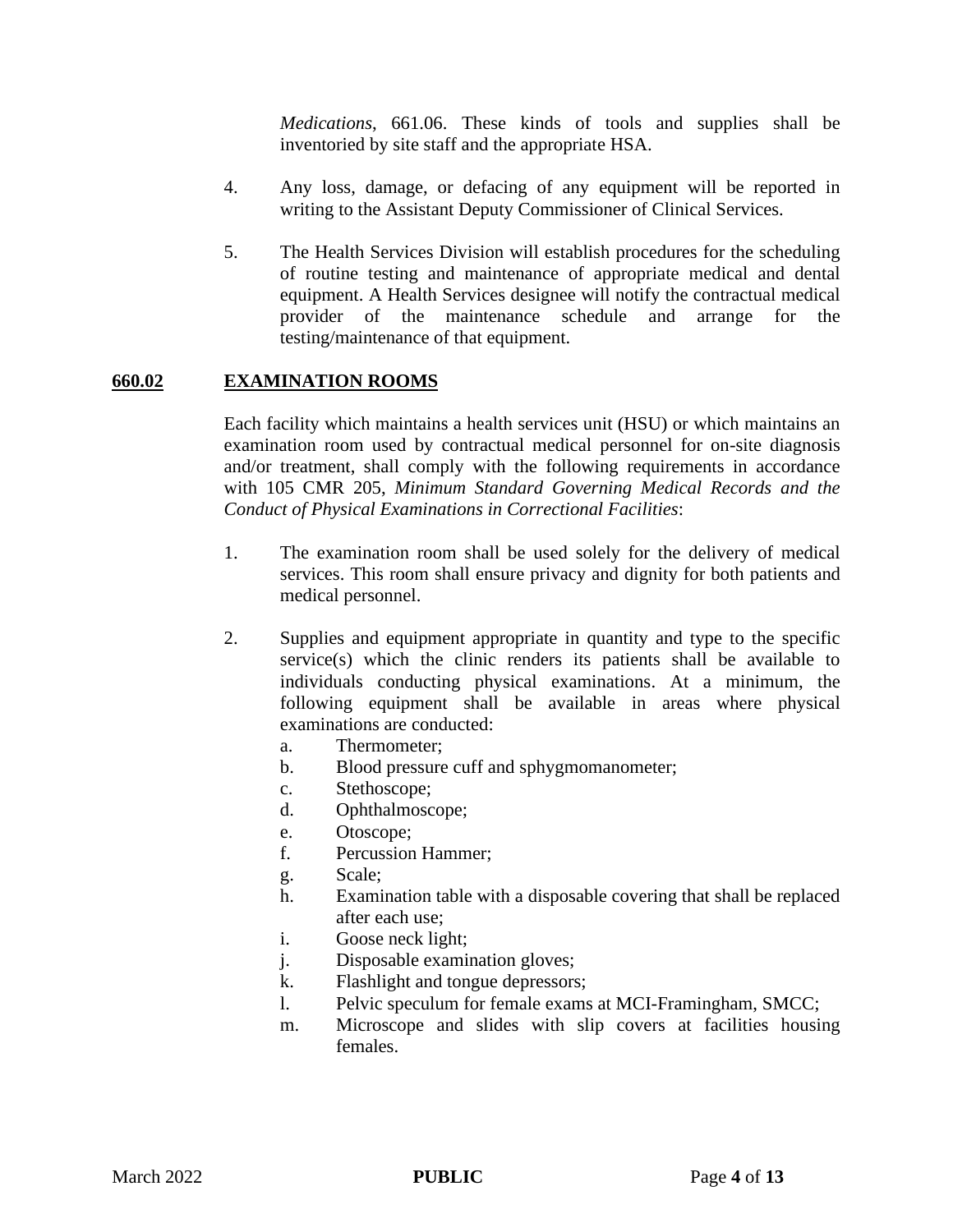*Medications*, 661.06. These kinds of tools and supplies shall be inventoried by site staff and the appropriate HSA.

4. Any loss, damage, or defacing of any equipment will be reported in writing to the Assistant Deputy Commissioner of Clinical Services.

5. The Health Services Division will establish procedures for the scheduling of routine testing and maintenance of appropriate medical and dental equipment. A Health Services designee will notify the contractual medical provider of the maintenance schedule and arrange for the testing/maintenance of that equipment.

## 660.02 EXAMINATION ROOMS

Each facility which maintains a health services unit (HSU) or which maintains an examination room used by contractual medical personnel for on-site diagnosis and/or treatment, shall comply with the following requirements in accordance with 105 CMR 205, *Minimum Standard Governing Medical Records and the Conduct of Physical Examinations in Correctional Facilities*:

1. The examination room shall be used solely for the delivery of medical services. This room shall ensure privacy and dignity for both patients and medical personnel.

2. Supplies and equipment appropriate in quantity and type to the specific service(s) which the clinic renders its patients shall be available to individuals conducting physical examinations. At a minimum, the following equipment shall be available in areas where physical examinations are conducted:
   a. Thermometer;
   b. Blood pressure cuff and sphygmomanometer;
   c. Stethoscope;
   d. Ophthalmoscope;
   e. Otoscope;
   f. Percussion Hammer;
   g. Scale;
   h. Examination table with a disposable covering that shall be replaced after each use;
   i. Goose neck light;
   j. Disposable examination gloves;
   k. Flashlight and tongue depressors;
   l. Pelvic speculum for female exams at MCI-Framingham, SMCC;
   m. Microscope and slides with slip covers at facilities housing females.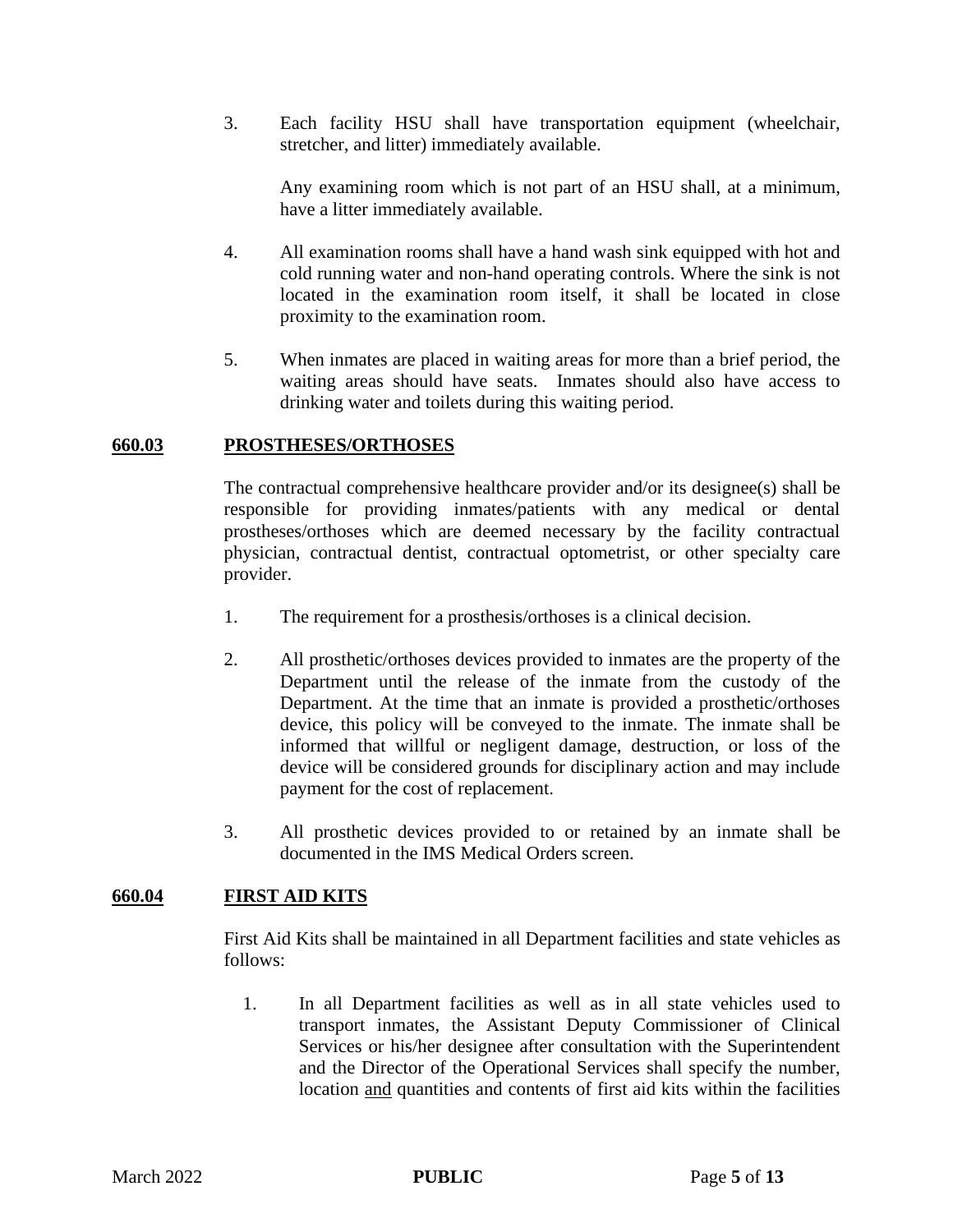3. Each facility HSU shall have transportation equipment (wheelchair, stretcher, and litter) immediately available.

   Any examining room which is not part of an HSU shall, at a minimum, have a litter immediately available.

4. All examination rooms shall have a hand wash sink equipped with hot and cold running water and non-hand operating controls. Where the sink is not located in the examination room itself, it shall be located in close proximity to the examination room.

5. When inmates are placed in waiting areas for more than a brief period, the waiting areas should have seats. Inmates should also have access to drinking water and toilets during this waiting period.

## **660.03 PROSTHESES/ORTHOSES**

The contractual comprehensive healthcare provider and/or its designee(s) shall be responsible for providing inmates/patients with any medical or dental prostheses/orthoses which are deemed necessary by the facility contractual physician, contractual dentist, contractual optometrist, or other specialty care provider.

1. The requirement for a prosthesis/orthoses is a clinical decision.

2. All prosthetic/orthoses devices provided to inmates are the property of the Department until the release of the inmate from the custody of the Department. At the time that an inmate is provided a prosthetic/orthoses device, this policy will be conveyed to the inmate. The inmate shall be informed that willful or negligent damage, destruction, or loss of the device will be considered grounds for disciplinary action and may include payment for the cost of replacement.

3. All prosthetic devices provided to or retained by an inmate shall be documented in the IMS Medical Orders screen.

## **660.04 FIRST AID KITS**

First Aid Kits shall be maintained in all Department facilities and state vehicles as follows:

1. In all Department facilities as well as in all state vehicles used to transport inmates, the Assistant Deputy Commissioner of Clinical Services or his/her designee after consultation with the Superintendent and the Director of the Operational Services shall specify the number, location and quantities and contents of first aid kits within the facilities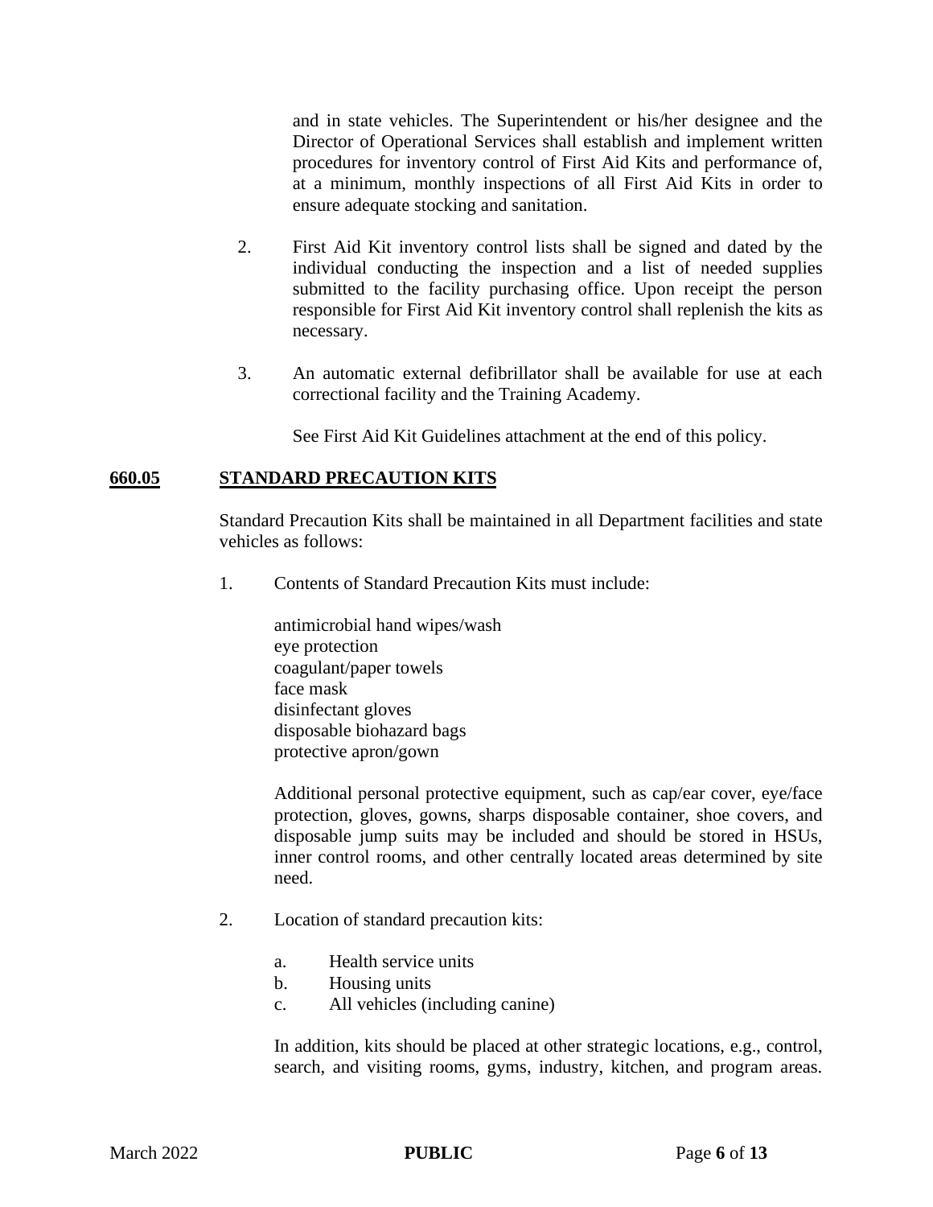and in state vehicles. The Superintendent or his/her designee and the Director of Operational Services shall establish and implement written procedures for inventory control of First Aid Kits and performance of, at a minimum, monthly inspections of all First Aid Kits in order to ensure adequate stocking and sanitation.

2. First Aid Kit inventory control lists shall be signed and dated by the individual conducting the inspection and a list of needed supplies submitted to the facility purchasing office. Upon receipt the person responsible for First Aid Kit inventory control shall replenish the kits as necessary.

3. An automatic external defibrillator shall be available for use at each correctional facility and the Training Academy.

   See First Aid Kit Guidelines attachment at the end of this policy.

## **<u>660.05 STANDARD PRECAUTION KITS</u>**

Standard Precaution Kits shall be maintained in all Department facilities and state vehicles as follows:

1. Contents of Standard Precaution Kits must include:

   antimicrobial hand wipes/wash
   eye protection
   coagulant/paper towels
   face mask
   disinfectant gloves
   disposable biohazard bags
   protective apron/gown

   Additional personal protective equipment, such as cap/ear cover, eye/face protection, gloves, gowns, sharps disposable container, shoe covers, and disposable jump suits may be included and should be stored in HSUs, inner control rooms, and other centrally located areas determined by site need.

2. Location of standard precaution kits:

   a. Health service units
   b. Housing units
   c. All vehicles (including canine)

   In addition, kits should be placed at other strategic locations, e.g., control, search, and visiting rooms, gyms, industry, kitchen, and program areas.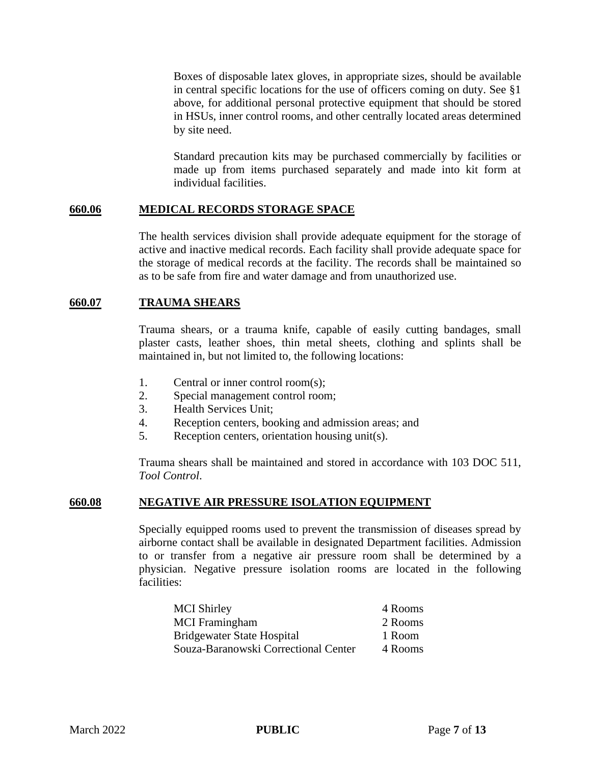Boxes of disposable latex gloves, in appropriate sizes, should be available in central specific locations for the use of officers coming on duty. See §1 above, for additional personal protective equipment that should be stored in HSUs, inner control rooms, and other centrally located areas determined by site need.

Standard precaution kits may be purchased commercially by facilities or made up from items purchased separately and made into kit form at individual facilities.

## 660.06 MEDICAL RECORDS STORAGE SPACE

The health services division shall provide adequate equipment for the storage of active and inactive medical records. Each facility shall provide adequate space for the storage of medical records at the facility. The records shall be maintained so as to be safe from fire and water damage and from unauthorized use.

## 660.07 TRAUMA SHEARS

Trauma shears, or a trauma knife, capable of easily cutting bandages, small plaster casts, leather shoes, thin metal sheets, clothing and splints shall be maintained in, but not limited to, the following locations:

1. Central or inner control room(s);
2. Special management control room;
3. Health Services Unit;
4. Reception centers, booking and admission areas; and
5. Reception centers, orientation housing unit(s).

Trauma shears shall be maintained and stored in accordance with 103 DOC 511, *Tool Control*.

## 660.08 NEGATIVE AIR PRESSURE ISOLATION EQUIPMENT

Specially equipped rooms used to prevent the transmission of diseases spread by airborne contact shall be available in designated Department facilities. Admission to or transfer from a negative air pressure room shall be determined by a physician. Negative pressure isolation rooms are located in the following facilities:

| Facility | Rooms |
|---|---|
| MCI Shirley | 4 Rooms |
| MCI Framingham | 2 Rooms |
| Bridgewater State Hospital | 1 Room |
| Souza-Baranowski Correctional Center | 4 Rooms |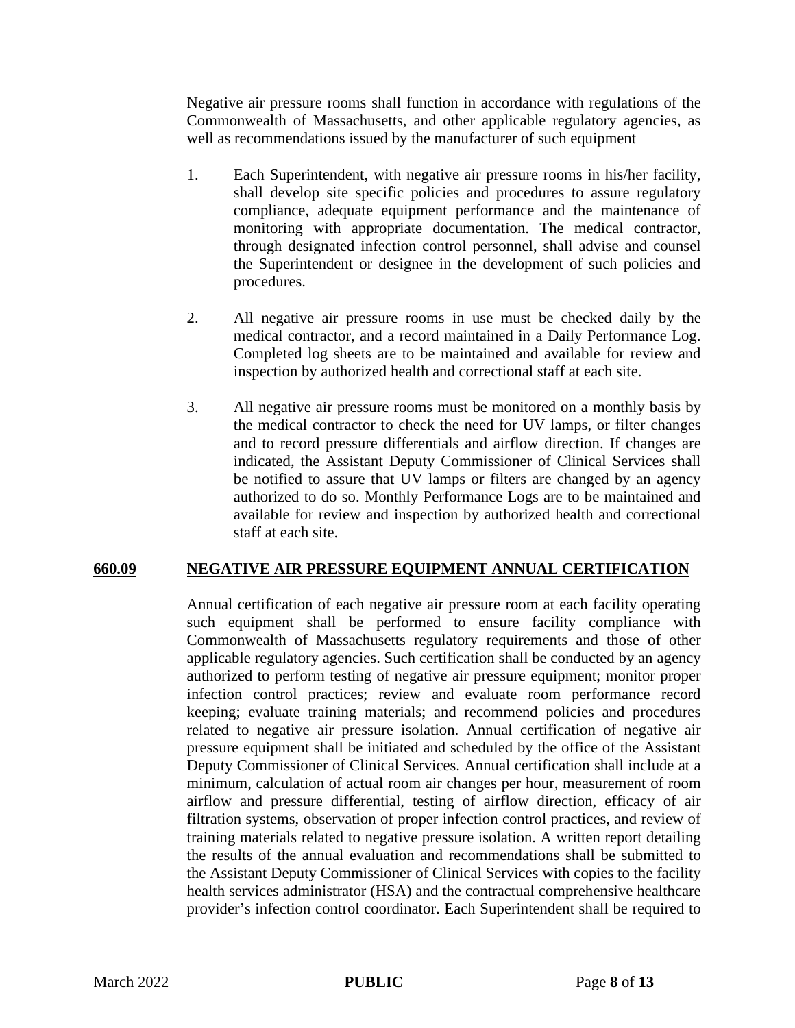Negative air pressure rooms shall function in accordance with regulations of the Commonwealth of Massachusetts, and other applicable regulatory agencies, as well as recommendations issued by the manufacturer of such equipment

1. Each Superintendent, with negative air pressure rooms in his/her facility, shall develop site specific policies and procedures to assure regulatory compliance, adequate equipment performance and the maintenance of monitoring with appropriate documentation. The medical contractor, through designated infection control personnel, shall advise and counsel the Superintendent or designee in the development of such policies and procedures.

2. All negative air pressure rooms in use must be checked daily by the medical contractor, and a record maintained in a Daily Performance Log. Completed log sheets are to be maintained and available for review and inspection by authorized health and correctional staff at each site.

3. All negative air pressure rooms must be monitored on a monthly basis by the medical contractor to check the need for UV lamps, or filter changes and to record pressure differentials and airflow direction. If changes are indicated, the Assistant Deputy Commissioner of Clinical Services shall be notified to assure that UV lamps or filters are changed by an agency authorized to do so. Monthly Performance Logs are to be maintained and available for review and inspection by authorized health and correctional staff at each site.

## 660.09 NEGATIVE AIR PRESSURE EQUIPMENT ANNUAL CERTIFICATION

Annual certification of each negative air pressure room at each facility operating such equipment shall be performed to ensure facility compliance with Commonwealth of Massachusetts regulatory requirements and those of other applicable regulatory agencies. Such certification shall be conducted by an agency authorized to perform testing of negative air pressure equipment; monitor proper infection control practices; review and evaluate room performance record keeping; evaluate training materials; and recommend policies and procedures related to negative air pressure isolation. Annual certification of negative air pressure equipment shall be initiated and scheduled by the office of the Assistant Deputy Commissioner of Clinical Services. Annual certification shall include at a minimum, calculation of actual room air changes per hour, measurement of room airflow and pressure differential, testing of airflow direction, efficacy of air filtration systems, observation of proper infection control practices, and review of training materials related to negative pressure isolation. A written report detailing the results of the annual evaluation and recommendations shall be submitted to the Assistant Deputy Commissioner of Clinical Services with copies to the facility health services administrator (HSA) and the contractual comprehensive healthcare provider's infection control coordinator. Each Superintendent shall be required to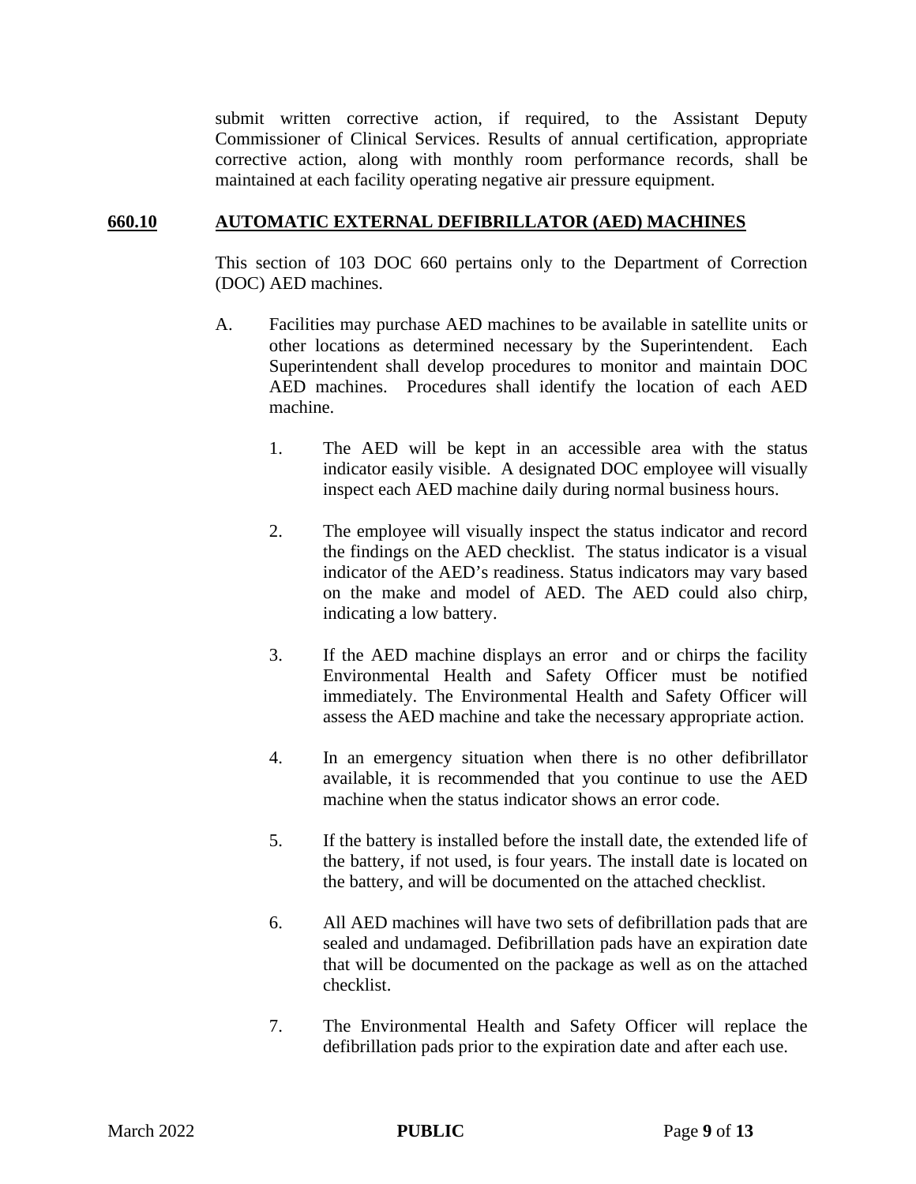submit written corrective action, if required, to the Assistant Deputy Commissioner of Clinical Services. Results of annual certification, appropriate corrective action, along with monthly room performance records, shall be maintained at each facility operating negative air pressure equipment.

## 660.10 AUTOMATIC EXTERNAL DEFIBRILLATOR (AED) MACHINES

This section of 103 DOC 660 pertains only to the Department of Correction (DOC) AED machines.

A. Facilities may purchase AED machines to be available in satellite units or other locations as determined necessary by the Superintendent. Each Superintendent shall develop procedures to monitor and maintain DOC AED machines. Procedures shall identify the location of each AED machine.

   1. The AED will be kept in an accessible area with the status indicator easily visible. A designated DOC employee will visually inspect each AED machine daily during normal business hours.

   2. The employee will visually inspect the status indicator and record the findings on the AED checklist. The status indicator is a visual indicator of the AED's readiness. Status indicators may vary based on the make and model of AED. The AED could also chirp, indicating a low battery.

   3. If the AED machine displays an error and or chirps the facility Environmental Health and Safety Officer must be notified immediately. The Environmental Health and Safety Officer will assess the AED machine and take the necessary appropriate action.

   4. In an emergency situation when there is no other defibrillator available, it is recommended that you continue to use the AED machine when the status indicator shows an error code.

   5. If the battery is installed before the install date, the extended life of the battery, if not used, is four years. The install date is located on the battery, and will be documented on the attached checklist.

   6. All AED machines will have two sets of defibrillation pads that are sealed and undamaged. Defibrillation pads have an expiration date that will be documented on the package as well as on the attached checklist.

   7. The Environmental Health and Safety Officer will replace the defibrillation pads prior to the expiration date and after each use.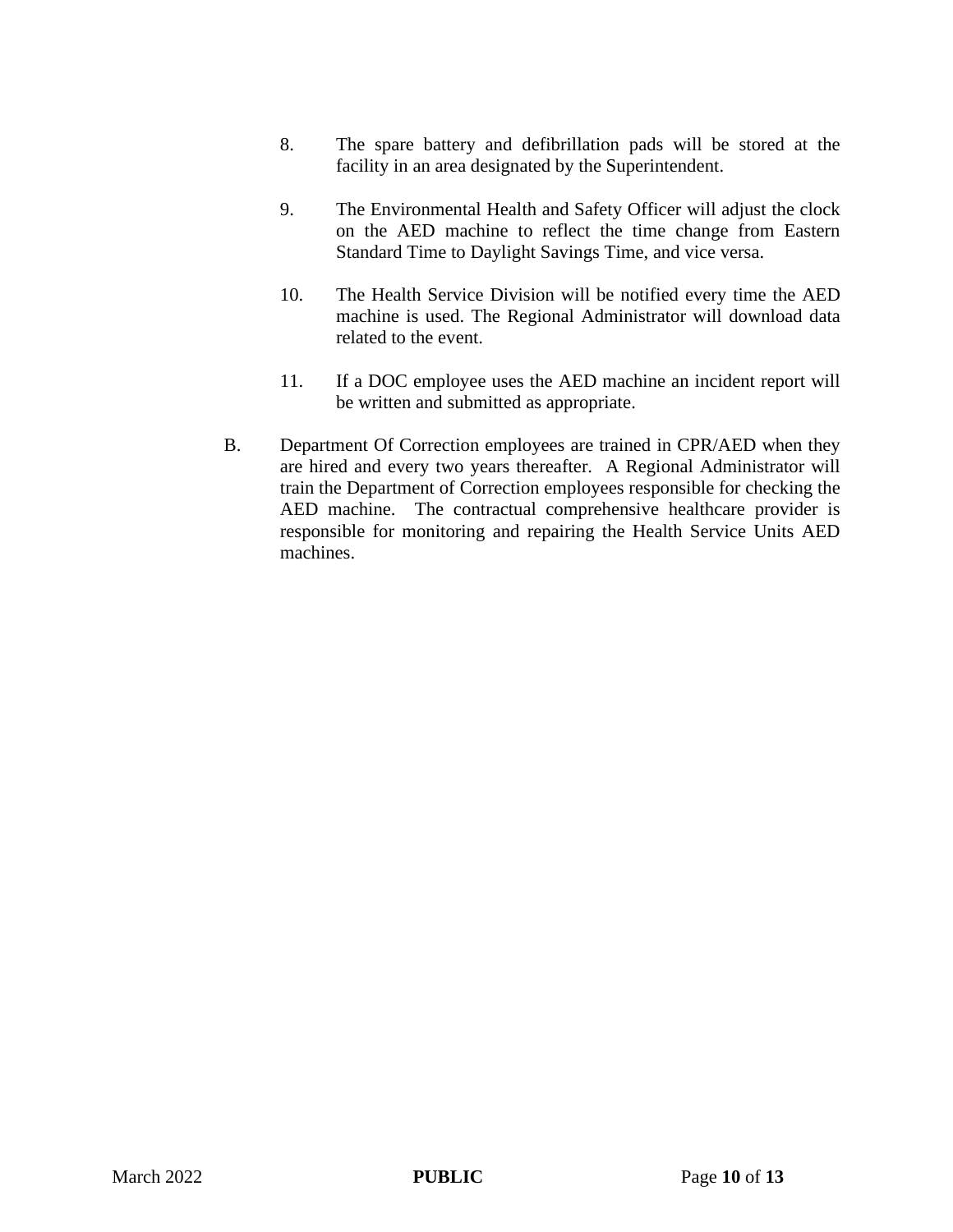8. The spare battery and defibrillation pads will be stored at the facility in an area designated by the Superintendent.

9. The Environmental Health and Safety Officer will adjust the clock on the AED machine to reflect the time change from Eastern Standard Time to Daylight Savings Time, and vice versa.

10. The Health Service Division will be notified every time the AED machine is used. The Regional Administrator will download data related to the event.

11. If a DOC employee uses the AED machine an incident report will be written and submitted as appropriate.

B. Department Of Correction employees are trained in CPR/AED when they are hired and every two years thereafter. A Regional Administrator will train the Department of Correction employees responsible for checking the AED machine. The contractual comprehensive healthcare provider is responsible for monitoring and repairing the Health Service Units AED machines.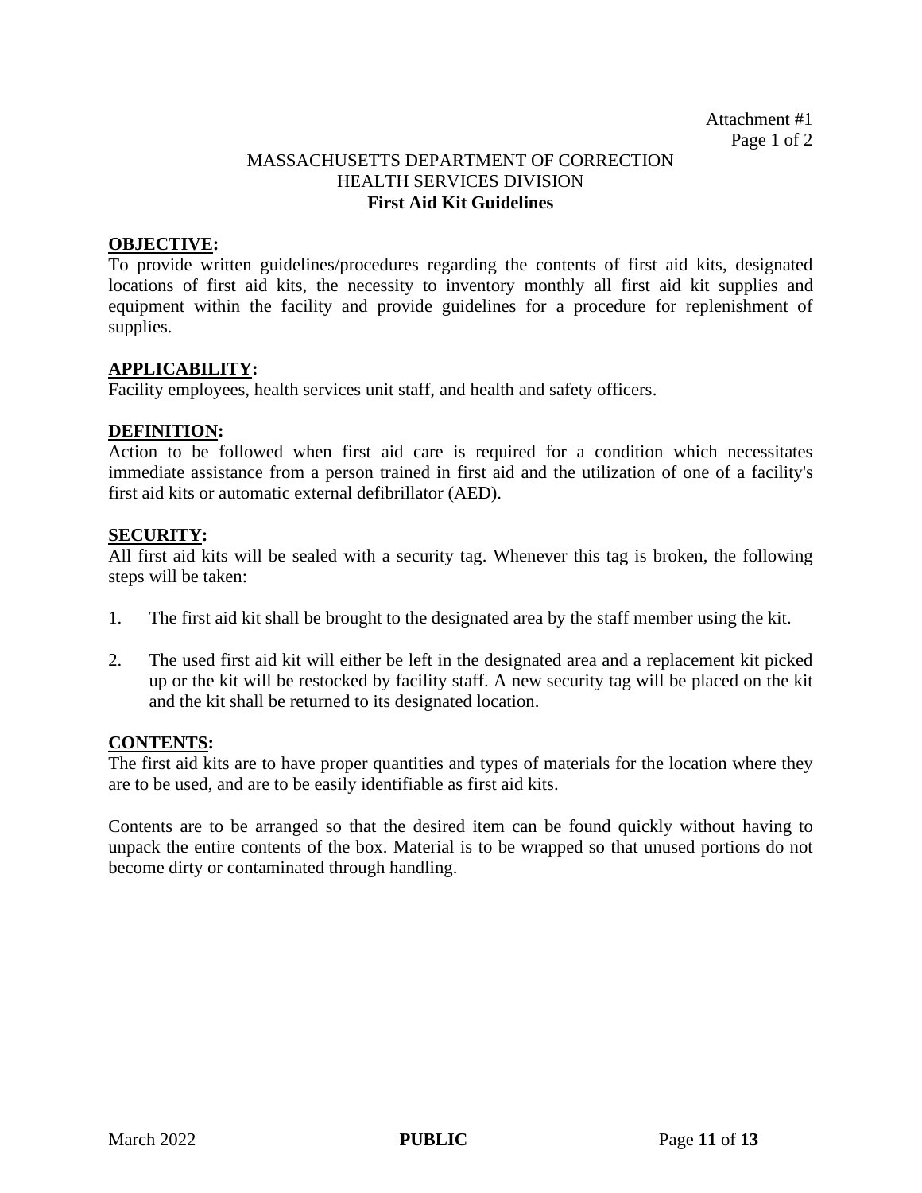Attachment #1
Page 1 of 2

MASSACHUSETTS DEPARTMENT OF CORRECTION
HEALTH SERVICES DIVISION

**First Aid Kit Guidelines**

**OBJECTIVE:**
To provide written guidelines/procedures regarding the contents of first aid kits, designated locations of first aid kits, the necessity to inventory monthly all first aid kit supplies and equipment within the facility and provide guidelines for a procedure for replenishment of supplies.

**APPLICABILITY:**
Facility employees, health services unit staff, and health and safety officers.

**DEFINITION:**
Action to be followed when first aid care is required for a condition which necessitates immediate assistance from a person trained in first aid and the utilization of one of a facility's first aid kits or automatic external defibrillator (AED).

**SECURITY:**
All first aid kits will be sealed with a security tag. Whenever this tag is broken, the following steps will be taken:

1. The first aid kit shall be brought to the designated area by the staff member using the kit.

2. The used first aid kit will either be left in the designated area and a replacement kit picked up or the kit will be restocked by facility staff. A new security tag will be placed on the kit and the kit shall be returned to its designated location.

**CONTENTS:**
The first aid kits are to have proper quantities and types of materials for the location where they are to be used, and are to be easily identifiable as first aid kits.

Contents are to be arranged so that the desired item can be found quickly without having to unpack the entire contents of the box. Material is to be wrapped so that unused portions do not become dirty or contaminated through handling.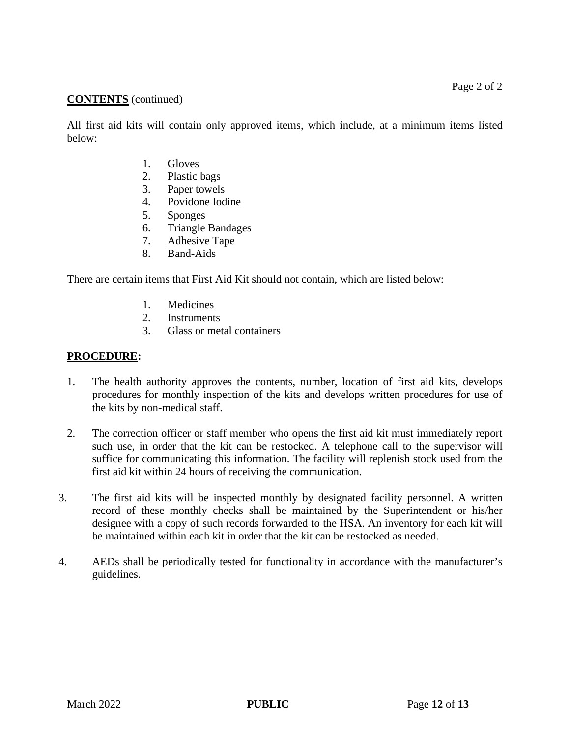**CONTENTS** (continued)

All first aid kits will contain only approved items, which include, at a minimum items listed below:

1. Gloves
2. Plastic bags
3. Paper towels
4. Povidone Iodine
5. Sponges
6. Triangle Bandages
7. Adhesive Tape
8. Band-Aids

There are certain items that First Aid Kit should not contain, which are listed below:

1. Medicines
2. Instruments
3. Glass or metal containers

**PROCEDURE:**

1. The health authority approves the contents, number, location of first aid kits, develops procedures for monthly inspection of the kits and develops written procedures for use of the kits by non-medical staff.

2. The correction officer or staff member who opens the first aid kit must immediately report such use, in order that the kit can be restocked. A telephone call to the supervisor will suffice for communicating this information. The facility will replenish stock used from the first aid kit within 24 hours of receiving the communication.

3. The first aid kits will be inspected monthly by designated facility personnel. A written record of these monthly checks shall be maintained by the Superintendent or his/her designee with a copy of such records forwarded to the HSA. An inventory for each kit will be maintained within each kit in order that the kit can be restocked as needed.

4. AEDs shall be periodically tested for functionality in accordance with the manufacturer's guidelines.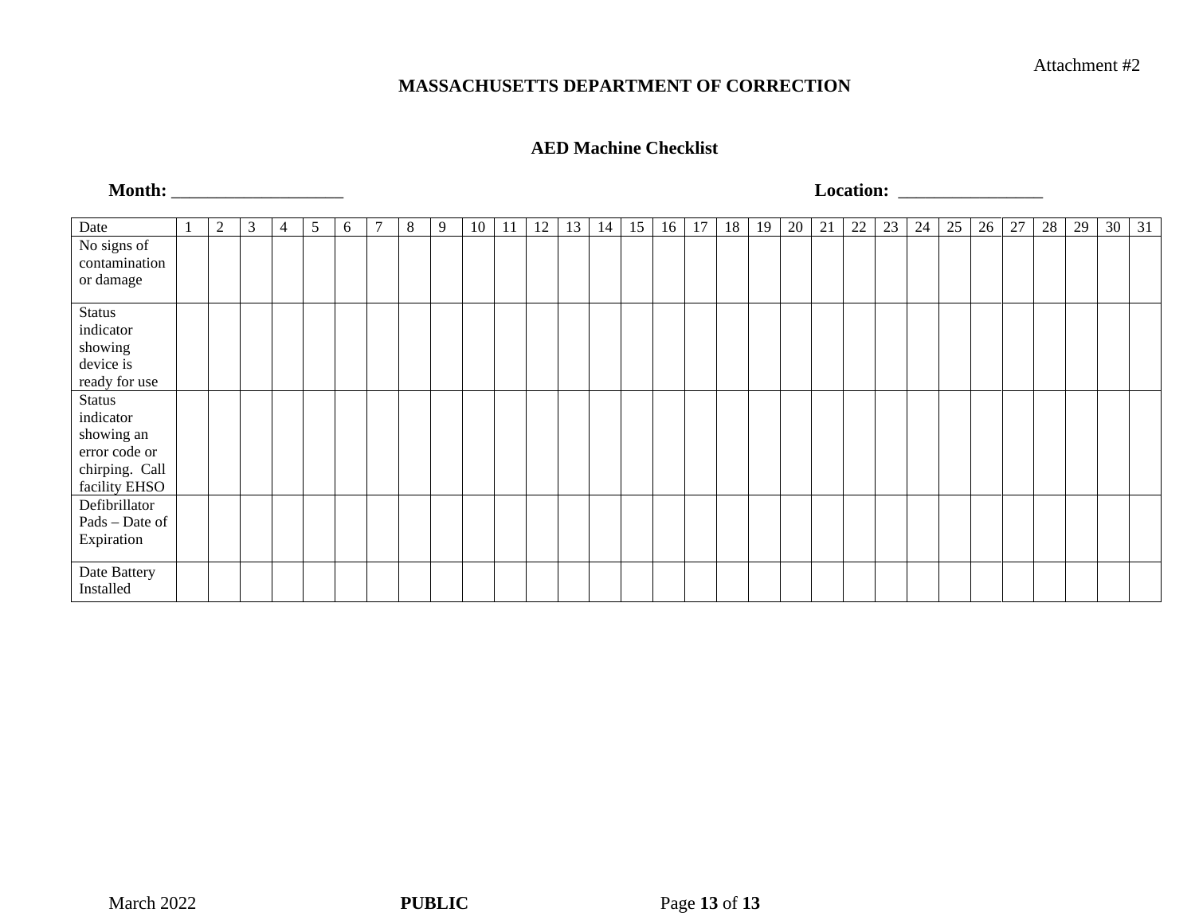Attachment #2

**MASSACHUSETTS DEPARTMENT OF CORRECTION**

**AED Machine Checklist**

**Month:** ___________________ **Location:** ________________

| Date | 1 | 2 | 3 | 4 | 5 | 6 | 7 | 8 | 9 | 10 | 11 | 12 | 13 | 14 | 15 | 16 | 17 | 18 | 19 | 20 | 21 | 22 | 23 | 24 | 25 | 26 | 27 | 28 | 29 | 30 | 31 |
|---|---|---|---|---|---|---|---|---|---|---|---|---|---|---|---|---|---|---|---|---|---|---|---|---|---|---|---|---|---|---|---|
| No signs of contamination or damage | | | | | | | | | | | | | | | | | | | | | | | | | | | | | | | |
| Status indicator showing device is ready for use | | | | | | | | | | | | | | | | | | | | | | | | | | | | | | | |
| Status indicator showing an error code or chirping. Call facility EHSO | | | | | | | | | | | | | | | | | | | | | | | | | | | | | | | |
| Defibrillator Pads – Date of Expiration | | | | | | | | | | | | | | | | | | | | | | | | | | | | | | | |
| Date Battery Installed | | | | | | | | | | | | | | | | | | | | | | | | | | | | | | | |

March 2022 **PUBLIC**